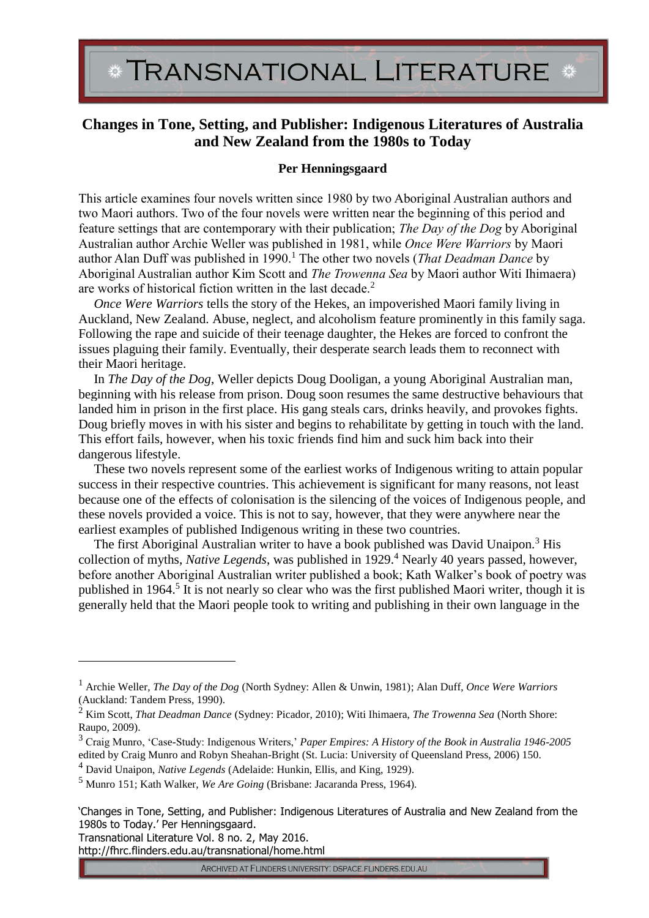# Changes in Tone, Setting, and Publisher: Indigenous Literatures of Australia and New Zealand from the 1980s to Today

**Per Henningsgaard**

This article examines four novels written since 1980 by two Aboriginal Australian authors and two Maori authors. Two of the four novels were written near the beginning of this period and feature settings that are contemporary with their publication; *The Day of the Dog* by Aboriginal Australian author Archie Weller was published in 1981, while *Once Were Warriors* by Maori author Alan Duff was published in 1990.[1] The other two novels (*That Deadman Dance* by Aboriginal Australian author Kim Scott and *The Trowenna Sea* by Maori author Witi Ihimaera) are works of historical fiction written in the last decade.[2]

*Once Were Warriors* tells the story of the Hekes, an impoverished Maori family living in Auckland, New Zealand. Abuse, neglect, and alcoholism feature prominently in this family saga. Following the rape and suicide of their teenage daughter, the Hekes are forced to confront the issues plaguing their family. Eventually, their desperate search leads them to reconnect with their Maori heritage.

In *The Day of the Dog*, Weller depicts Doug Dooligan, a young Aboriginal Australian man, beginning with his release from prison. Doug soon resumes the same destructive behaviours that landed him in prison in the first place. His gang steals cars, drinks heavily, and provokes fights. Doug briefly moves in with his sister and begins to rehabilitate by getting in touch with the land. This effort fails, however, when his toxic friends find him and suck him back into their dangerous lifestyle.

These two novels represent some of the earliest works of Indigenous writing to attain popular success in their respective countries. This achievement is significant for many reasons, not least because one of the effects of colonisation is the silencing of the voices of Indigenous people, and these novels provided a voice. This is not to say, however, that they were anywhere near the earliest examples of published Indigenous writing in these two countries.

The first Aboriginal Australian writer to have a book published was David Unaipon.[3] His collection of myths, *Native Legends*, was published in 1929.[4] Nearly 40 years passed, however, before another Aboriginal Australian writer published a book; Kath Walker's book of poetry was published in 1964.[5] It is not nearly so clear who was the first published Maori writer, though it is generally held that the Maori people took to writing and publishing in their own language in the

---

[1] Archie Weller, *The Day of the Dog* (North Sydney: Allen & Unwin, 1981); Alan Duff, *Once Were Warriors* (Auckland: Tandem Press, 1990).

[2] Kim Scott, *That Deadman Dance* (Sydney: Picador, 2010); Witi Ihimaera, *The Trowenna Sea* (North Shore: Raupo, 2009).

[3] Craig Munro, 'Case-Study: Indigenous Writers,' *Paper Empires: A History of the Book in Australia 1946-2005* edited by Craig Munro and Robyn Sheahan-Bright (St. Lucia: University of Queensland Press, 2006) 150.

[4] David Unaipon, *Native Legends* (Adelaide: Hunkin, Ellis, and King, 1929).

[5] Munro 151; Kath Walker, *We Are Going* (Brisbane: Jacaranda Press, 1964).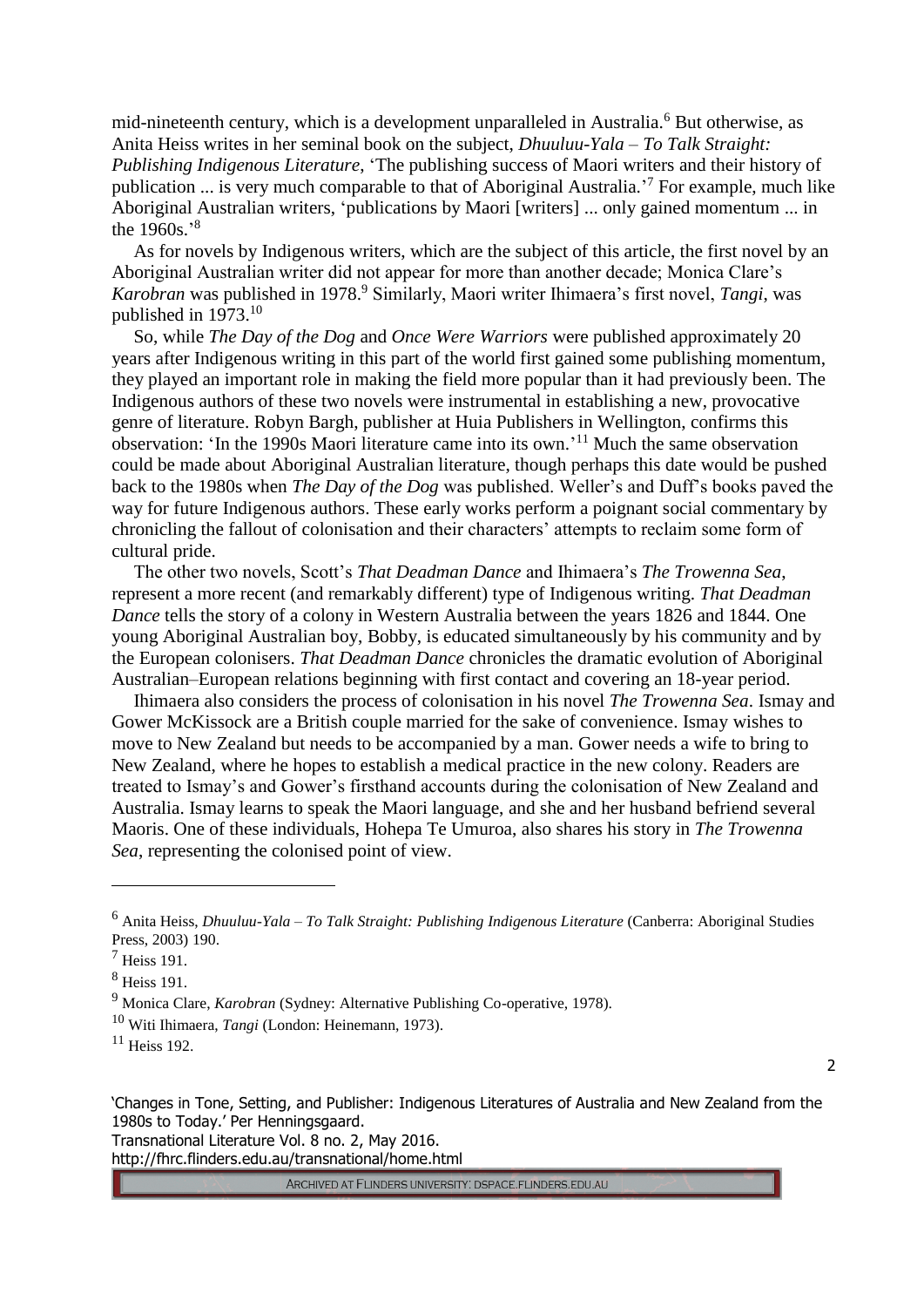mid-nineteenth century, which is a development unparalleled in Australia.[6] But otherwise, as Anita Heiss writes in her seminal book on the subject, *Dhuuluu-Yala – To Talk Straight: Publishing Indigenous Literature*, 'The publishing success of Maori writers and their history of publication ... is very much comparable to that of Aboriginal Australia.'[7] For example, much like Aboriginal Australian writers, 'publications by Maori [writers] ... only gained momentum ... in the 1960s.'[8]

As for novels by Indigenous writers, which are the subject of this article, the first novel by an Aboriginal Australian writer did not appear for more than another decade; Monica Clare's *Karobran* was published in 1978.[9] Similarly, Maori writer Ihimaera's first novel, *Tangi*, was published in 1973.[10]

So, while *The Day of the Dog* and *Once Were Warriors* were published approximately 20 years after Indigenous writing in this part of the world first gained some publishing momentum, they played an important role in making the field more popular than it had previously been. The Indigenous authors of these two novels were instrumental in establishing a new, provocative genre of literature. Robyn Bargh, publisher at Huia Publishers in Wellington, confirms this observation: 'In the 1990s Maori literature came into its own.'[11] Much the same observation could be made about Aboriginal Australian literature, though perhaps this date would be pushed back to the 1980s when *The Day of the Dog* was published. Weller's and Duff's books paved the way for future Indigenous authors. These early works perform a poignant social commentary by chronicling the fallout of colonisation and their characters' attempts to reclaim some form of cultural pride.

The other two novels, Scott's *That Deadman Dance* and Ihimaera's *The Trowenna Sea*, represent a more recent (and remarkably different) type of Indigenous writing. *That Deadman Dance* tells the story of a colony in Western Australia between the years 1826 and 1844. One young Aboriginal Australian boy, Bobby, is educated simultaneously by his community and by the European colonisers. *That Deadman Dance* chronicles the dramatic evolution of Aboriginal Australian–European relations beginning with first contact and covering an 18-year period.

Ihimaera also considers the process of colonisation in his novel *The Trowenna Sea*. Ismay and Gower McKissock are a British couple married for the sake of convenience. Ismay wishes to move to New Zealand but needs to be accompanied by a man. Gower needs a wife to bring to New Zealand, where he hopes to establish a medical practice in the new colony. Readers are treated to Ismay's and Gower's firsthand accounts during the colonisation of New Zealand and Australia. Ismay learns to speak the Maori language, and she and her husband befriend several Maoris. One of these individuals, Hohepa Te Umuroa, also shares his story in *The Trowenna Sea*, representing the colonised point of view.

---

[6] Anita Heiss, *Dhuuluu-Yala – To Talk Straight: Publishing Indigenous Literature* (Canberra: Aboriginal Studies Press, 2003) 190.

[7] Heiss 191.

[8] Heiss 191.

[9] Monica Clare, *Karobran* (Sydney: Alternative Publishing Co-operative, 1978).

[10] Witi Ihimaera, *Tangi* (London: Heinemann, 1973).

[11] Heiss 192.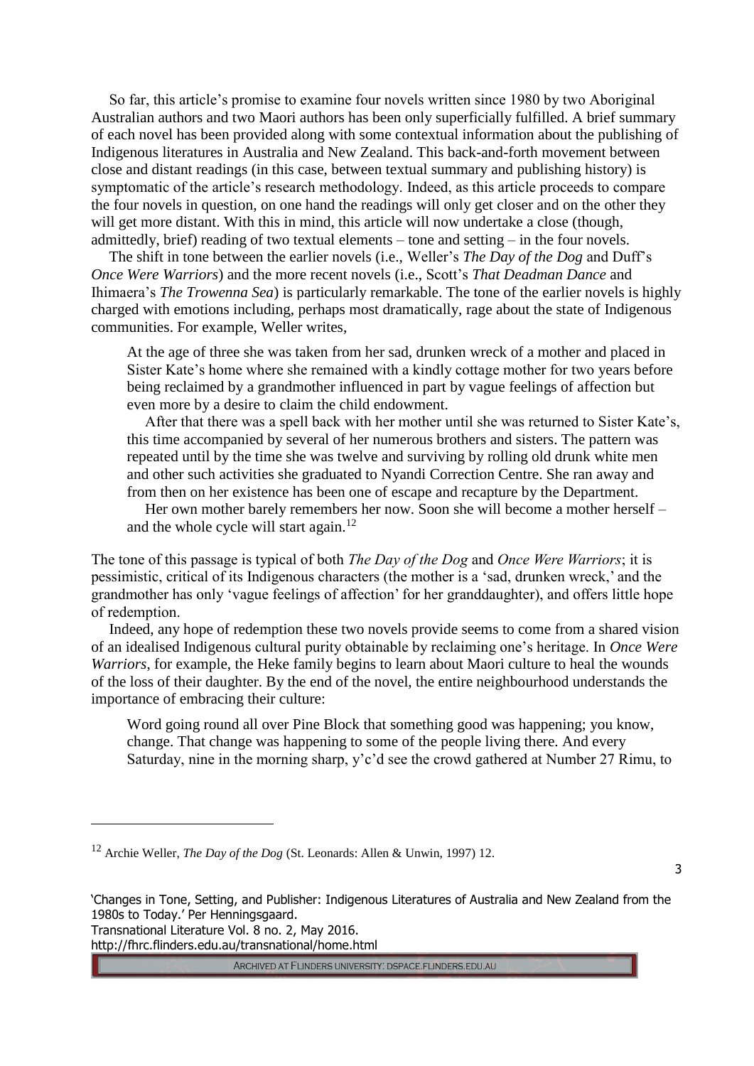So far, this article's promise to examine four novels written since 1980 by two Aboriginal Australian authors and two Maori authors has been only superficially fulfilled. A brief summary of each novel has been provided along with some contextual information about the publishing of Indigenous literatures in Australia and New Zealand. This back-and-forth movement between close and distant readings (in this case, between textual summary and publishing history) is symptomatic of the article's research methodology. Indeed, as this article proceeds to compare the four novels in question, on one hand the readings will only get closer and on the other they will get more distant. With this in mind, this article will now undertake a close (though, admittedly, brief) reading of two textual elements – tone and setting – in the four novels.

The shift in tone between the earlier novels (i.e., Weller's *The Day of the Dog* and Duff's *Once Were Warriors*) and the more recent novels (i.e., Scott's *That Deadman Dance* and Ihimaera's *The Trowenna Sea*) is particularly remarkable. The tone of the earlier novels is highly charged with emotions including, perhaps most dramatically, rage about the state of Indigenous communities. For example, Weller writes,

> At the age of three she was taken from her sad, drunken wreck of a mother and placed in Sister Kate's home where she remained with a kindly cottage mother for two years before being reclaimed by a grandmother influenced in part by vague feelings of affection but even more by a desire to claim the child endowment.
>
> After that there was a spell back with her mother until she was returned to Sister Kate's, this time accompanied by several of her numerous brothers and sisters. The pattern was repeated until by the time she was twelve and surviving by rolling old drunk white men and other such activities she graduated to Nyandi Correction Centre. She ran away and from then on her existence has been one of escape and recapture by the Department.
>
> Her own mother barely remembers her now. Soon she will become a mother herself – and the whole cycle will start again.[12]

The tone of this passage is typical of both *The Day of the Dog* and *Once Were Warriors*; it is pessimistic, critical of its Indigenous characters (the mother is a 'sad, drunken wreck,' and the grandmother has only 'vague feelings of affection' for her granddaughter), and offers little hope of redemption.

Indeed, any hope of redemption these two novels provide seems to come from a shared vision of an idealised Indigenous cultural purity obtainable by reclaiming one's heritage. In *Once Were Warriors*, for example, the Heke family begins to learn about Maori culture to heal the wounds of the loss of their daughter. By the end of the novel, the entire neighbourhood understands the importance of embracing their culture:

> Word going round all over Pine Block that something good was happening; you know, change. That change was happening to some of the people living there. And every Saturday, nine in the morning sharp, y'c'd see the crowd gathered at Number 27 Rimu, to

[12] Archie Weller, *The Day of the Dog* (St. Leonards: Allen & Unwin, 1997) 12.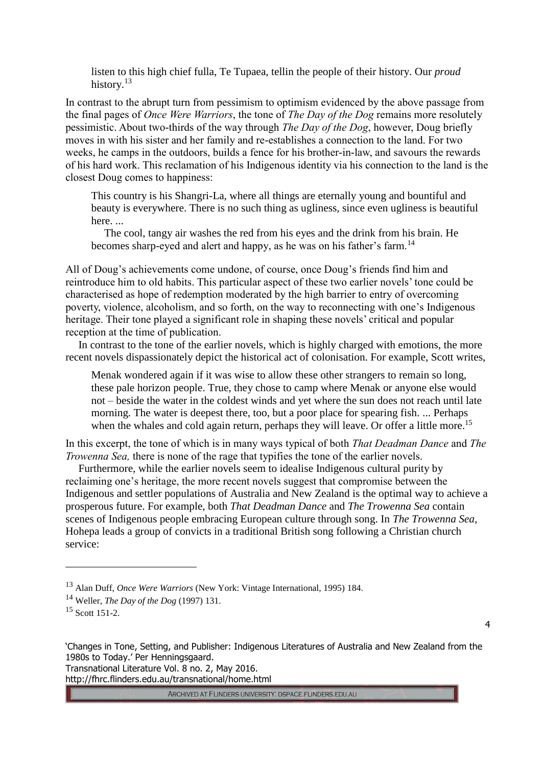> listen to this high chief fulla, Te Tupaea, tellin the people of their history. Our *proud* history.[13]

In contrast to the abrupt turn from pessimism to optimism evidenced by the above passage from the final pages of *Once Were Warriors*, the tone of *The Day of the Dog* remains more resolutely pessimistic. About two-thirds of the way through *The Day of the Dog*, however, Doug briefly moves in with his sister and her family and re-establishes a connection to the land. For two weeks, he camps in the outdoors, builds a fence for his brother-in-law, and savours the rewards of his hard work. This reclamation of his Indigenous identity via his connection to the land is the closest Doug comes to happiness:

> This country is his Shangri-La, where all things are eternally young and bountiful and beauty is everywhere. There is no such thing as ugliness, since even ugliness is beautiful here. ...
>
> The cool, tangy air washes the red from his eyes and the drink from his brain. He becomes sharp-eyed and alert and happy, as he was on his father's farm.[14]

All of Doug's achievements come undone, of course, once Doug's friends find him and reintroduce him to old habits. This particular aspect of these two earlier novels' tone could be characterised as hope of redemption moderated by the high barrier to entry of overcoming poverty, violence, alcoholism, and so forth, on the way to reconnecting with one's Indigenous heritage. Their tone played a significant role in shaping these novels' critical and popular reception at the time of publication.

In contrast to the tone of the earlier novels, which is highly charged with emotions, the more recent novels dispassionately depict the historical act of colonisation. For example, Scott writes,

> Menak wondered again if it was wise to allow these other strangers to remain so long, these pale horizon people. True, they chose to camp where Menak or anyone else would not – beside the water in the coldest winds and yet where the sun does not reach until late morning. The water is deepest there, too, but a poor place for spearing fish. ... Perhaps when the whales and cold again return, perhaps they will leave. Or offer a little more.[15]

In this excerpt, the tone of which is in many ways typical of both *That Deadman Dance* and *The Trowenna Sea,* there is none of the rage that typifies the tone of the earlier novels.

Furthermore, while the earlier novels seem to idealise Indigenous cultural purity by reclaiming one's heritage, the more recent novels suggest that compromise between the Indigenous and settler populations of Australia and New Zealand is the optimal way to achieve a prosperous future. For example, both *That Deadman Dance* and *The Trowenna Sea* contain scenes of Indigenous people embracing European culture through song. In *The Trowenna Sea*, Hohepa leads a group of convicts in a traditional British song following a Christian church service:

---

[13] Alan Duff, *Once Were Warriors* (New York: Vintage International, 1995) 184.

[14] Weller, *The Day of the Dog* (1997) 131.

[15] Scott 151-2.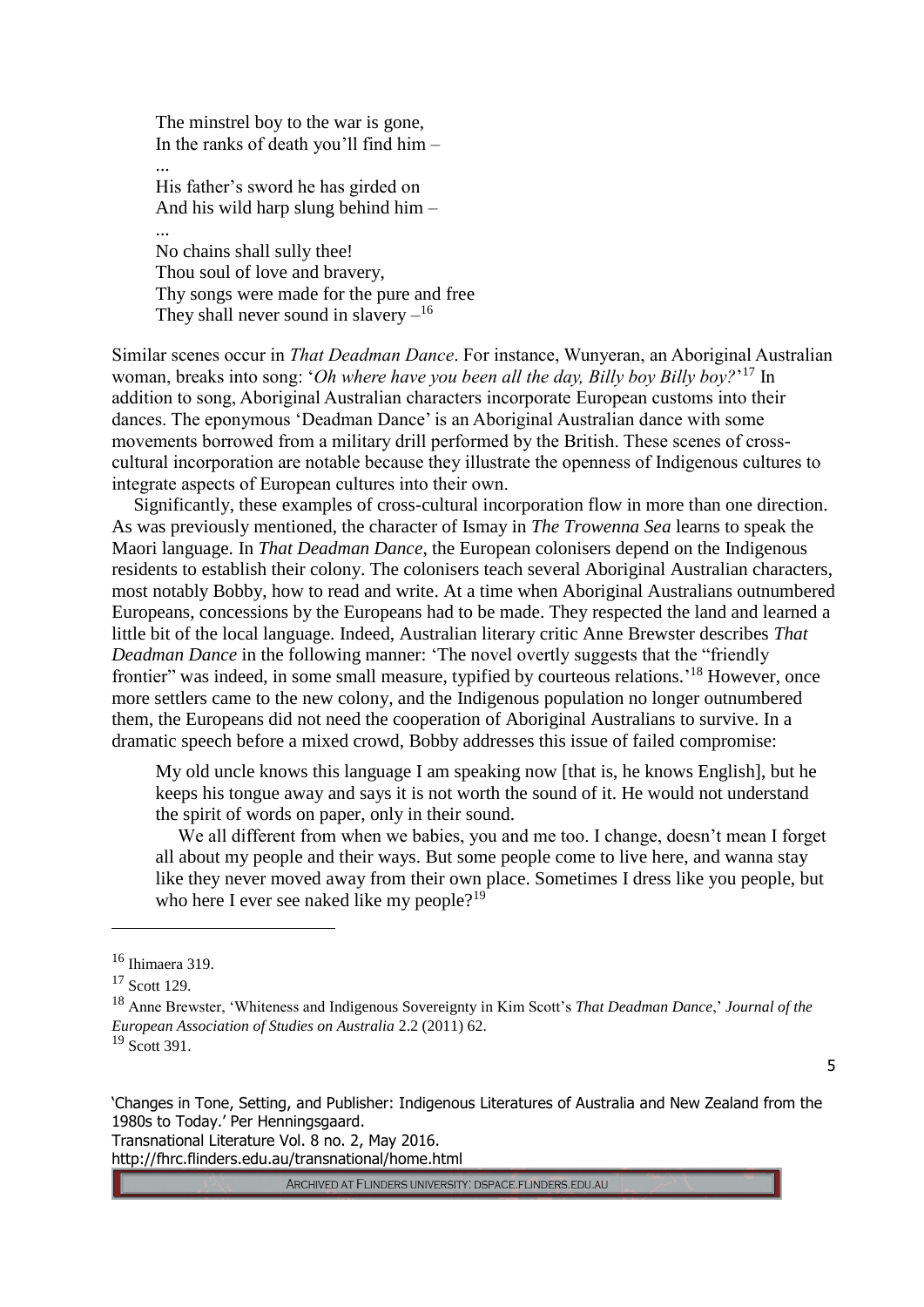> The minstrel boy to the war is gone,
> In the ranks of death you'll find him –
> ...
> His father's sword he has girded on
> And his wild harp slung behind him –
> ...
> No chains shall sully thee!
> Thou soul of love and bravery,
> Thy songs were made for the pure and free
> They shall never sound in slavery –[16]

Similar scenes occur in *That Deadman Dance*. For instance, Wunyeran, an Aboriginal Australian woman, breaks into song: '*Oh where have you been all the day, Billy boy Billy boy?*'[17] In addition to song, Aboriginal Australian characters incorporate European customs into their dances. The eponymous 'Deadman Dance' is an Aboriginal Australian dance with some movements borrowed from a military drill performed by the British. These scenes of cross-cultural incorporation are notable because they illustrate the openness of Indigenous cultures to integrate aspects of European cultures into their own.

Significantly, these examples of cross-cultural incorporation flow in more than one direction. As was previously mentioned, the character of Ismay in *The Trowenna Sea* learns to speak the Maori language. In *That Deadman Dance*, the European colonisers depend on the Indigenous residents to establish their colony. The colonisers teach several Aboriginal Australian characters, most notably Bobby, how to read and write. At a time when Aboriginal Australians outnumbered Europeans, concessions by the Europeans had to be made. They respected the land and learned a little bit of the local language. Indeed, Australian literary critic Anne Brewster describes *That Deadman Dance* in the following manner: 'The novel overtly suggests that the "friendly frontier" was indeed, in some small measure, typified by courteous relations.'[18] However, once more settlers came to the new colony, and the Indigenous population no longer outnumbered them, the Europeans did not need the cooperation of Aboriginal Australians to survive. In a dramatic speech before a mixed crowd, Bobby addresses this issue of failed compromise:

> My old uncle knows this language I am speaking now [that is, he knows English], but he keeps his tongue away and says it is not worth the sound of it. He would not understand the spirit of words on paper, only in their sound.
>
> We all different from when we babies, you and me too. I change, doesn't mean I forget all about my people and their ways. But some people come to live here, and wanna stay like they never moved away from their own place. Sometimes I dress like you people, but who here I ever see naked like my people?[19]

---

[16] Ihimaera 319.

[17] Scott 129.

[18] Anne Brewster, 'Whiteness and Indigenous Sovereignty in Kim Scott's *That Deadman Dance*,' *Journal of the European Association of Studies on Australia* 2.2 (2011) 62.

[19] Scott 391.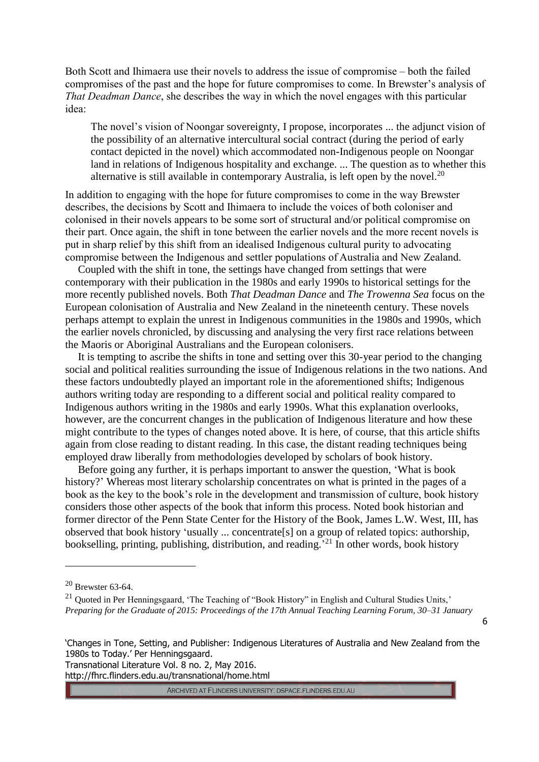Both Scott and Ihimaera use their novels to address the issue of compromise – both the failed compromises of the past and the hope for future compromises to come. In Brewster's analysis of *That Deadman Dance*, she describes the way in which the novel engages with this particular idea:

> The novel's vision of Noongar sovereignty, I propose, incorporates ... the adjunct vision of the possibility of an alternative intercultural social contract (during the period of early contact depicted in the novel) which accommodated non-Indigenous people on Noongar land in relations of Indigenous hospitality and exchange. ... The question as to whether this alternative is still available in contemporary Australia, is left open by the novel.[20]

In addition to engaging with the hope for future compromises to come in the way Brewster describes, the decisions by Scott and Ihimaera to include the voices of both coloniser and colonised in their novels appears to be some sort of structural and/or political compromise on their part. Once again, the shift in tone between the earlier novels and the more recent novels is put in sharp relief by this shift from an idealised Indigenous cultural purity to advocating compromise between the Indigenous and settler populations of Australia and New Zealand.

Coupled with the shift in tone, the settings have changed from settings that were contemporary with their publication in the 1980s and early 1990s to historical settings for the more recently published novels. Both *That Deadman Dance* and *The Trowenna Sea* focus on the European colonisation of Australia and New Zealand in the nineteenth century. These novels perhaps attempt to explain the unrest in Indigenous communities in the 1980s and 1990s, which the earlier novels chronicled, by discussing and analysing the very first race relations between the Maoris or Aboriginal Australians and the European colonisers.

It is tempting to ascribe the shifts in tone and setting over this 30-year period to the changing social and political realities surrounding the issue of Indigenous relations in the two nations. And these factors undoubtedly played an important role in the aforementioned shifts; Indigenous authors writing today are responding to a different social and political reality compared to Indigenous authors writing in the 1980s and early 1990s. What this explanation overlooks, however, are the concurrent changes in the publication of Indigenous literature and how these might contribute to the types of changes noted above. It is here, of course, that this article shifts again from close reading to distant reading. In this case, the distant reading techniques being employed draw liberally from methodologies developed by scholars of book history.

Before going any further, it is perhaps important to answer the question, 'What is book history?' Whereas most literary scholarship concentrates on what is printed in the pages of a book as the key to the book's role in the development and transmission of culture, book history considers those other aspects of the book that inform this process. Noted book historian and former director of the Penn State Center for the History of the Book, James L.W. West, III, has observed that book history 'usually ... concentrate[s] on a group of related topics: authorship, bookselling, printing, publishing, distribution, and reading.'[21] In other words, book history

---

[20] Brewster 63-64.

[21] Quoted in Per Henningsgaard, 'The Teaching of "Book History" in English and Cultural Studies Units,' *Preparing for the Graduate of 2015: Proceedings of the 17th Annual Teaching Learning Forum, 30–31 January*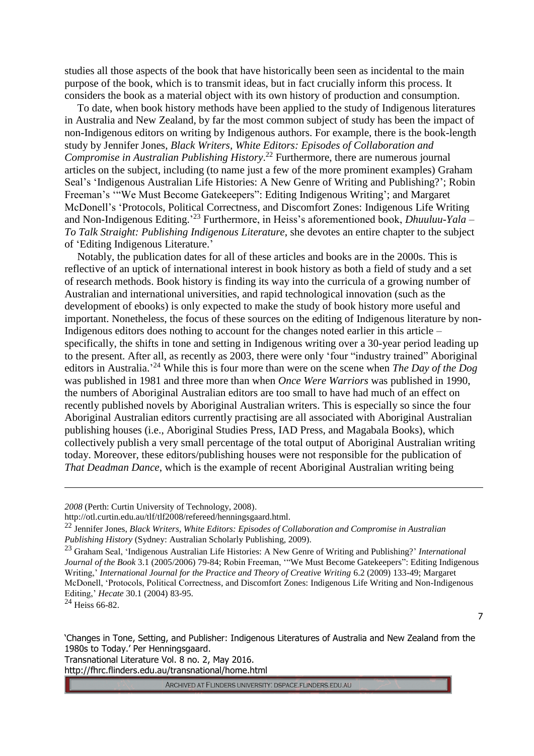studies all those aspects of the book that have historically been seen as incidental to the main purpose of the book, which is to transmit ideas, but in fact crucially inform this process. It considers the book as a material object with its own history of production and consumption.

To date, when book history methods have been applied to the study of Indigenous literatures in Australia and New Zealand, by far the most common subject of study has been the impact of non-Indigenous editors on writing by Indigenous authors. For example, there is the book-length study by Jennifer Jones, *Black Writers, White Editors: Episodes of Collaboration and Compromise in Australian Publishing History*.[22] Furthermore, there are numerous journal articles on the subject, including (to name just a few of the more prominent examples) Graham Seal's 'Indigenous Australian Life Histories: A New Genre of Writing and Publishing?'; Robin Freeman's '"We Must Become Gatekeepers": Editing Indigenous Writing'; and Margaret McDonell's 'Protocols, Political Correctness, and Discomfort Zones: Indigenous Life Writing and Non-Indigenous Editing.'[23] Furthermore, in Heiss's aforementioned book, *Dhuuluu-Yala – To Talk Straight: Publishing Indigenous Literature*, she devotes an entire chapter to the subject of 'Editing Indigenous Literature.'

Notably, the publication dates for all of these articles and books are in the 2000s. This is reflective of an uptick of international interest in book history as both a field of study and a set of research methods. Book history is finding its way into the curricula of a growing number of Australian and international universities, and rapid technological innovation (such as the development of ebooks) is only expected to make the study of book history more useful and important. Nonetheless, the focus of these sources on the editing of Indigenous literature by non-Indigenous editors does nothing to account for the changes noted earlier in this article – specifically, the shifts in tone and setting in Indigenous writing over a 30-year period leading up to the present. After all, as recently as 2003, there were only 'four "industry trained" Aboriginal editors in Australia.'[24] While this is four more than were on the scene when *The Day of the Dog* was published in 1981 and three more than when *Once Were Warriors* was published in 1990, the numbers of Aboriginal Australian editors are too small to have had much of an effect on recently published novels by Aboriginal Australian writers. This is especially so since the four Aboriginal Australian editors currently practising are all associated with Aboriginal Australian publishing houses (i.e., Aboriginal Studies Press, IAD Press, and Magabala Books), which collectively publish a very small percentage of the total output of Aboriginal Australian writing today. Moreover, these editors/publishing houses were not responsible for the publication of *That Deadman Dance*, which is the example of recent Aboriginal Australian writing being

---

*2008* (Perth: Curtin University of Technology, 2008). http://otl.curtin.edu.au/tlf/tlf2008/refereed/henningsgaard.html.

[22] Jennifer Jones, *Black Writers, White Editors: Episodes of Collaboration and Compromise in Australian Publishing History* (Sydney: Australian Scholarly Publishing, 2009).

[23] Graham Seal, 'Indigenous Australian Life Histories: A New Genre of Writing and Publishing?' *International Journal of the Book* 3.1 (2005/2006) 79-84; Robin Freeman, '"We Must Become Gatekeepers": Editing Indigenous Writing,' *International Journal for the Practice and Theory of Creative Writing* 6.2 (2009) 133-49; Margaret McDonell, 'Protocols, Political Correctness, and Discomfort Zones: Indigenous Life Writing and Non-Indigenous Editing,' *Hecate* 30.1 (2004) 83-95.

[24] Heiss 66-82.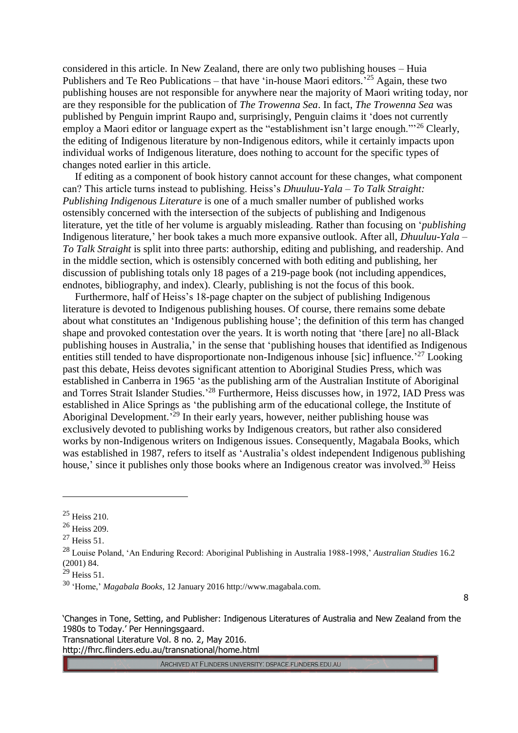considered in this article. In New Zealand, there are only two publishing houses – Huia Publishers and Te Reo Publications – that have 'in-house Maori editors.'[25] Again, these two publishing houses are not responsible for anywhere near the majority of Maori writing today, nor are they responsible for the publication of *The Trowenna Sea*. In fact, *The Trowenna Sea* was published by Penguin imprint Raupo and, surprisingly, Penguin claims it 'does not currently employ a Maori editor or language expert as the "establishment isn't large enough."'[26] Clearly, the editing of Indigenous literature by non-Indigenous editors, while it certainly impacts upon individual works of Indigenous literature, does nothing to account for the specific types of changes noted earlier in this article.

If editing as a component of book history cannot account for these changes, what component can? This article turns instead to publishing. Heiss's *Dhuuluu-Yala – To Talk Straight: Publishing Indigenous Literature* is one of a much smaller number of published works ostensibly concerned with the intersection of the subjects of publishing and Indigenous literature, yet the title of her volume is arguably misleading. Rather than focusing on '*publishing* Indigenous literature,' her book takes a much more expansive outlook. After all, *Dhuuluu-Yala – To Talk Straight* is split into three parts: authorship, editing and publishing, and readership. And in the middle section, which is ostensibly concerned with both editing and publishing, her discussion of publishing totals only 18 pages of a 219-page book (not including appendices, endnotes, bibliography, and index). Clearly, publishing is not the focus of this book.

Furthermore, half of Heiss's 18-page chapter on the subject of publishing Indigenous literature is devoted to Indigenous publishing houses. Of course, there remains some debate about what constitutes an 'Indigenous publishing house'; the definition of this term has changed shape and provoked contestation over the years. It is worth noting that 'there [are] no all-Black publishing houses in Australia,' in the sense that 'publishing houses that identified as Indigenous entities still tended to have disproportionate non-Indigenous inhouse [sic] influence.'[27] Looking past this debate, Heiss devotes significant attention to Aboriginal Studies Press, which was established in Canberra in 1965 'as the publishing arm of the Australian Institute of Aboriginal and Torres Strait Islander Studies.'[28] Furthermore, Heiss discusses how, in 1972, IAD Press was established in Alice Springs as 'the publishing arm of the educational college, the Institute of Aboriginal Development.'[29] In their early years, however, neither publishing house was exclusively devoted to publishing works by Indigenous creators, but rather also considered works by non-Indigenous writers on Indigenous issues. Consequently, Magabala Books, which was established in 1987, refers to itself as 'Australia's oldest independent Indigenous publishing house,' since it publishes only those books where an Indigenous creator was involved.[30] Heiss

---

[25] Heiss 210.

[26] Heiss 209.

[27] Heiss 51.

[28] Louise Poland, 'An Enduring Record: Aboriginal Publishing in Australia 1988-1998,' *Australian Studies* 16.2 (2001) 84.

[29] Heiss 51.

[30] 'Home,' *Magabala Books*, 12 January 2016 http://www.magabala.com.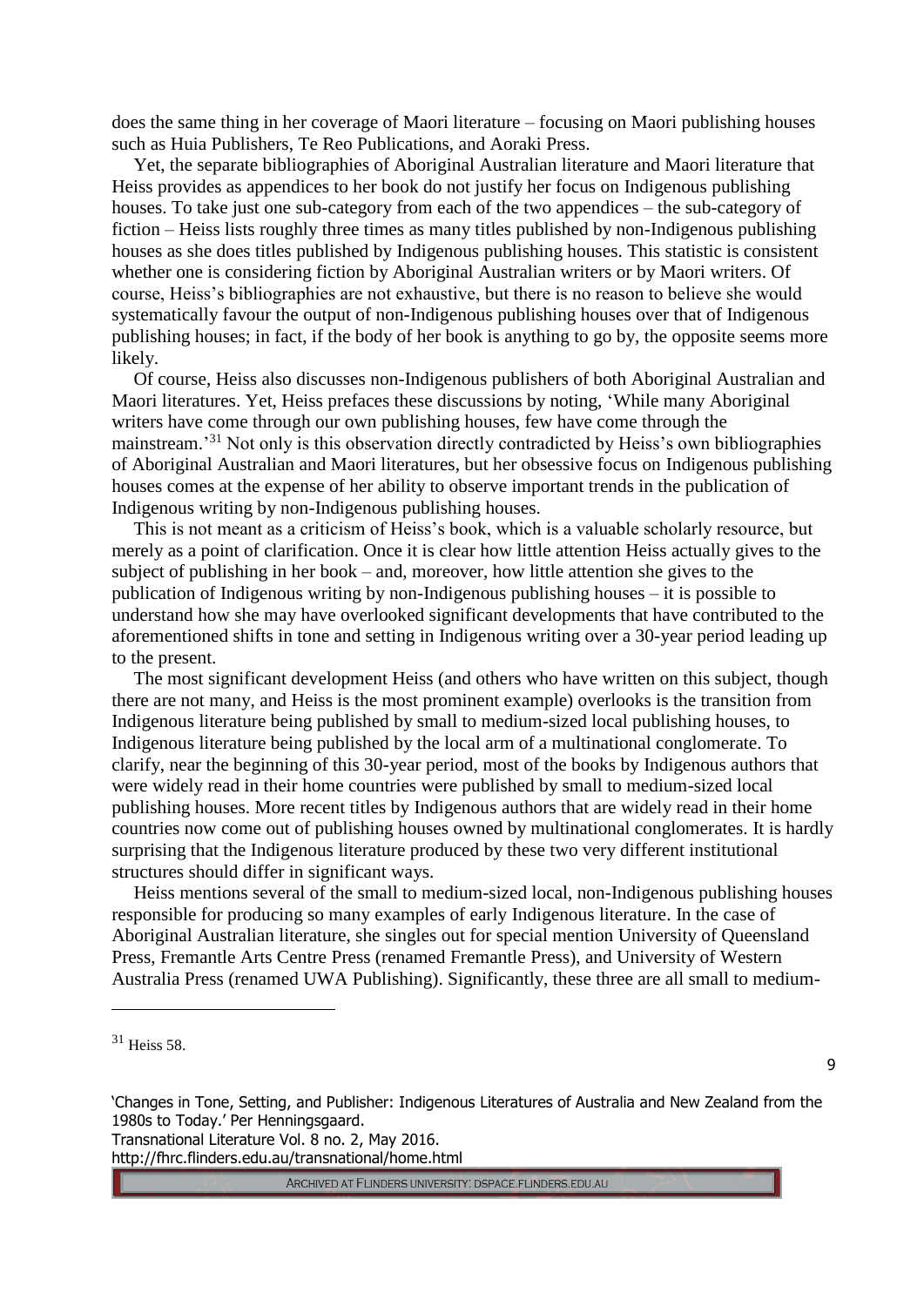does the same thing in her coverage of Maori literature – focusing on Maori publishing houses such as Huia Publishers, Te Reo Publications, and Aoraki Press.

Yet, the separate bibliographies of Aboriginal Australian literature and Maori literature that Heiss provides as appendices to her book do not justify her focus on Indigenous publishing houses. To take just one sub-category from each of the two appendices – the sub-category of fiction – Heiss lists roughly three times as many titles published by non-Indigenous publishing houses as she does titles published by Indigenous publishing houses. This statistic is consistent whether one is considering fiction by Aboriginal Australian writers or by Maori writers. Of course, Heiss's bibliographies are not exhaustive, but there is no reason to believe she would systematically favour the output of non-Indigenous publishing houses over that of Indigenous publishing houses; in fact, if the body of her book is anything to go by, the opposite seems more likely.

Of course, Heiss also discusses non-Indigenous publishers of both Aboriginal Australian and Maori literatures. Yet, Heiss prefaces these discussions by noting, 'While many Aboriginal writers have come through our own publishing houses, few have come through the mainstream.'[31] Not only is this observation directly contradicted by Heiss's own bibliographies of Aboriginal Australian and Maori literatures, but her obsessive focus on Indigenous publishing houses comes at the expense of her ability to observe important trends in the publication of Indigenous writing by non-Indigenous publishing houses.

This is not meant as a criticism of Heiss's book, which is a valuable scholarly resource, but merely as a point of clarification. Once it is clear how little attention Heiss actually gives to the subject of publishing in her book – and, moreover, how little attention she gives to the publication of Indigenous writing by non-Indigenous publishing houses – it is possible to understand how she may have overlooked significant developments that have contributed to the aforementioned shifts in tone and setting in Indigenous writing over a 30-year period leading up to the present.

The most significant development Heiss (and others who have written on this subject, though there are not many, and Heiss is the most prominent example) overlooks is the transition from Indigenous literature being published by small to medium-sized local publishing houses, to Indigenous literature being published by the local arm of a multinational conglomerate. To clarify, near the beginning of this 30-year period, most of the books by Indigenous authors that were widely read in their home countries were published by small to medium-sized local publishing houses. More recent titles by Indigenous authors that are widely read in their home countries now come out of publishing houses owned by multinational conglomerates. It is hardly surprising that the Indigenous literature produced by these two very different institutional structures should differ in significant ways.

Heiss mentions several of the small to medium-sized local, non-Indigenous publishing houses responsible for producing so many examples of early Indigenous literature. In the case of Aboriginal Australian literature, she singles out for special mention University of Queensland Press, Fremantle Arts Centre Press (renamed Fremantle Press), and University of Western Australia Press (renamed UWA Publishing). Significantly, these three are all small to medium-

---

[31] Heiss 58.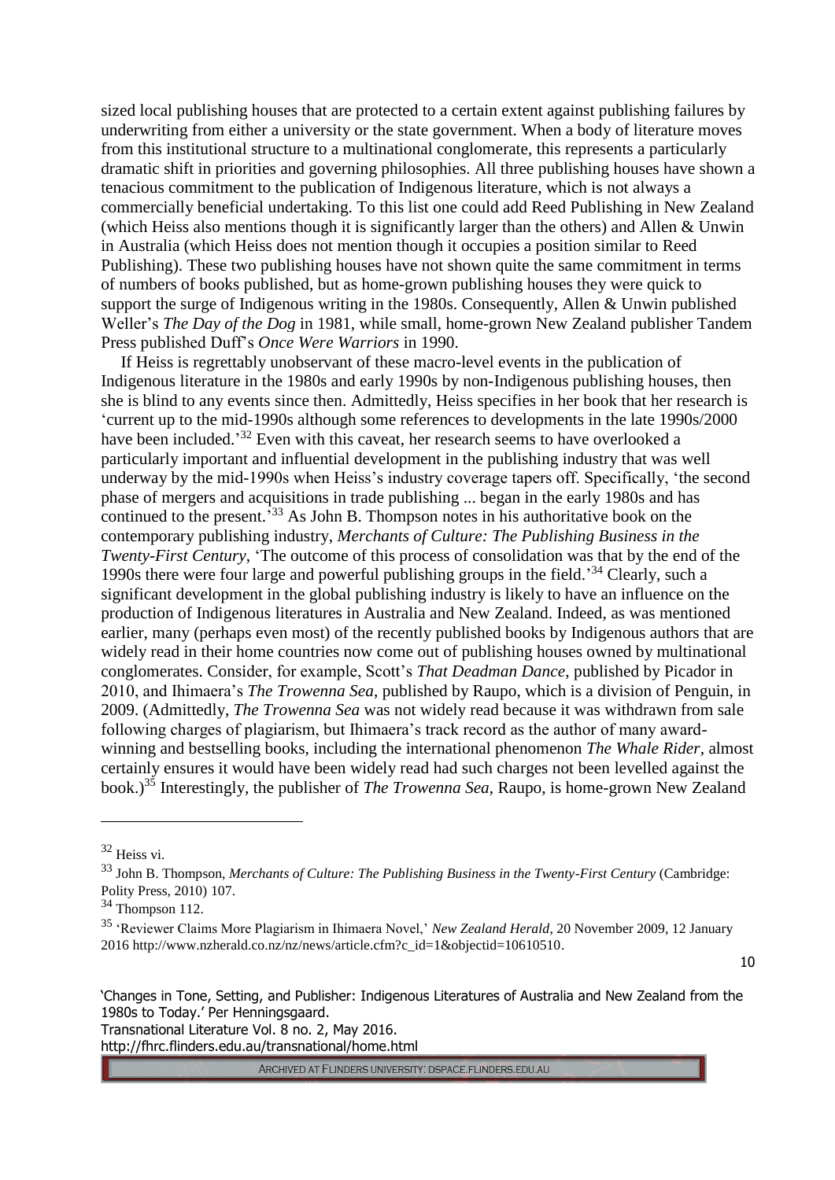sized local publishing houses that are protected to a certain extent against publishing failures by underwriting from either a university or the state government. When a body of literature moves from this institutional structure to a multinational conglomerate, this represents a particularly dramatic shift in priorities and governing philosophies. All three publishing houses have shown a tenacious commitment to the publication of Indigenous literature, which is not always a commercially beneficial undertaking. To this list one could add Reed Publishing in New Zealand (which Heiss also mentions though it is significantly larger than the others) and Allen & Unwin in Australia (which Heiss does not mention though it occupies a position similar to Reed Publishing). These two publishing houses have not shown quite the same commitment in terms of numbers of books published, but as home-grown publishing houses they were quick to support the surge of Indigenous writing in the 1980s. Consequently, Allen & Unwin published Weller's *The Day of the Dog* in 1981, while small, home-grown New Zealand publisher Tandem Press published Duff's *Once Were Warriors* in 1990.

If Heiss is regrettably unobservant of these macro-level events in the publication of Indigenous literature in the 1980s and early 1990s by non-Indigenous publishing houses, then she is blind to any events since then. Admittedly, Heiss specifies in her book that her research is 'current up to the mid-1990s although some references to developments in the late 1990s/2000 have been included.'[32] Even with this caveat, her research seems to have overlooked a particularly important and influential development in the publishing industry that was well underway by the mid-1990s when Heiss's industry coverage tapers off. Specifically, 'the second phase of mergers and acquisitions in trade publishing ... began in the early 1980s and has continued to the present.'[33] As John B. Thompson notes in his authoritative book on the contemporary publishing industry, *Merchants of Culture: The Publishing Business in the Twenty-First Century*, 'The outcome of this process of consolidation was that by the end of the 1990s there were four large and powerful publishing groups in the field.'[34] Clearly, such a significant development in the global publishing industry is likely to have an influence on the production of Indigenous literatures in Australia and New Zealand. Indeed, as was mentioned earlier, many (perhaps even most) of the recently published books by Indigenous authors that are widely read in their home countries now come out of publishing houses owned by multinational conglomerates. Consider, for example, Scott's *That Deadman Dance*, published by Picador in 2010, and Ihimaera's *The Trowenna Sea*, published by Raupo, which is a division of Penguin, in 2009. (Admittedly, *The Trowenna Sea* was not widely read because it was withdrawn from sale following charges of plagiarism, but Ihimaera's track record as the author of many award-winning and bestselling books, including the international phenomenon *The Whale Rider*, almost certainly ensures it would have been widely read had such charges not been levelled against the book.)[35] Interestingly, the publisher of *The Trowenna Sea*, Raupo, is home-grown New Zealand

---

[32] Heiss vi.

[33] John B. Thompson, *Merchants of Culture: The Publishing Business in the Twenty-First Century* (Cambridge: Polity Press, 2010) 107.

[34] Thompson 112.

[35] 'Reviewer Claims More Plagiarism in Ihimaera Novel,' *New Zealand Herald*, 20 November 2009, 12 January 2016 http://www.nzherald.co.nz/nz/news/article.cfm?c_id=1&objectid=10610510.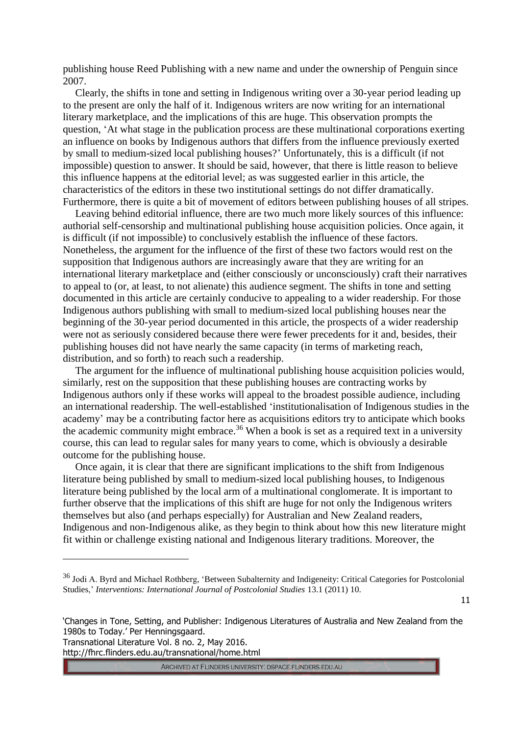publishing house Reed Publishing with a new name and under the ownership of Penguin since 2007.

Clearly, the shifts in tone and setting in Indigenous writing over a 30-year period leading up to the present are only the half of it. Indigenous writers are now writing for an international literary marketplace, and the implications of this are huge. This observation prompts the question, 'At what stage in the publication process are these multinational corporations exerting an influence on books by Indigenous authors that differs from the influence previously exerted by small to medium-sized local publishing houses?' Unfortunately, this is a difficult (if not impossible) question to answer. It should be said, however, that there is little reason to believe this influence happens at the editorial level; as was suggested earlier in this article, the characteristics of the editors in these two institutional settings do not differ dramatically. Furthermore, there is quite a bit of movement of editors between publishing houses of all stripes.

Leaving behind editorial influence, there are two much more likely sources of this influence: authorial self-censorship and multinational publishing house acquisition policies. Once again, it is difficult (if not impossible) to conclusively establish the influence of these factors. Nonetheless, the argument for the influence of the first of these two factors would rest on the supposition that Indigenous authors are increasingly aware that they are writing for an international literary marketplace and (either consciously or unconsciously) craft their narratives to appeal to (or, at least, to not alienate) this audience segment. The shifts in tone and setting documented in this article are certainly conducive to appealing to a wider readership. For those Indigenous authors publishing with small to medium-sized local publishing houses near the beginning of the 30-year period documented in this article, the prospects of a wider readership were not as seriously considered because there were fewer precedents for it and, besides, their publishing houses did not have nearly the same capacity (in terms of marketing reach, distribution, and so forth) to reach such a readership.

The argument for the influence of multinational publishing house acquisition policies would, similarly, rest on the supposition that these publishing houses are contracting works by Indigenous authors only if these works will appeal to the broadest possible audience, including an international readership. The well-established 'institutionalisation of Indigenous studies in the academy' may be a contributing factor here as acquisitions editors try to anticipate which books the academic community might embrace.[36] When a book is set as a required text in a university course, this can lead to regular sales for many years to come, which is obviously a desirable outcome for the publishing house.

Once again, it is clear that there are significant implications to the shift from Indigenous literature being published by small to medium-sized local publishing houses, to Indigenous literature being published by the local arm of a multinational conglomerate. It is important to further observe that the implications of this shift are huge for not only the Indigenous writers themselves but also (and perhaps especially) for Australian and New Zealand readers, Indigenous and non-Indigenous alike, as they begin to think about how this new literature might fit within or challenge existing national and Indigenous literary traditions. Moreover, the

---

[36] Jodi A. Byrd and Michael Rothberg, 'Between Subalternity and Indigeneity: Critical Categories for Postcolonial Studies,' *Interventions: International Journal of Postcolonial Studies* 13.1 (2011) 10.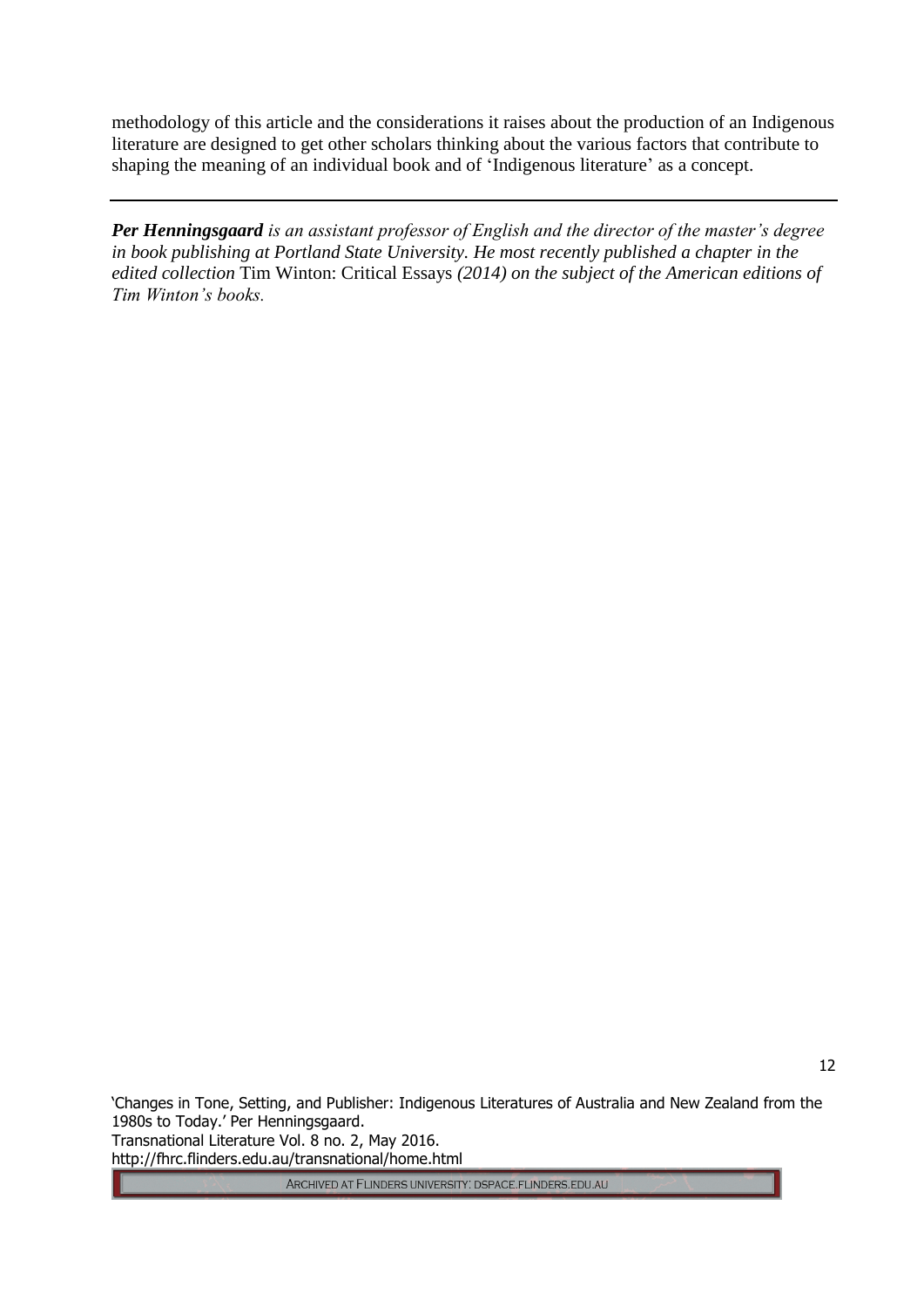methodology of this article and the considerations it raises about the production of an Indigenous literature are designed to get other scholars thinking about the various factors that contribute to shaping the meaning of an individual book and of 'Indigenous literature' as a concept.

---

***Per Henningsgaard*** *is an assistant professor of English and the director of the master's degree in book publishing at Portland State University. He most recently published a chapter in the edited collection* Tim Winton: Critical Essays *(2014) on the subject of the American editions of Tim Winton's books.*